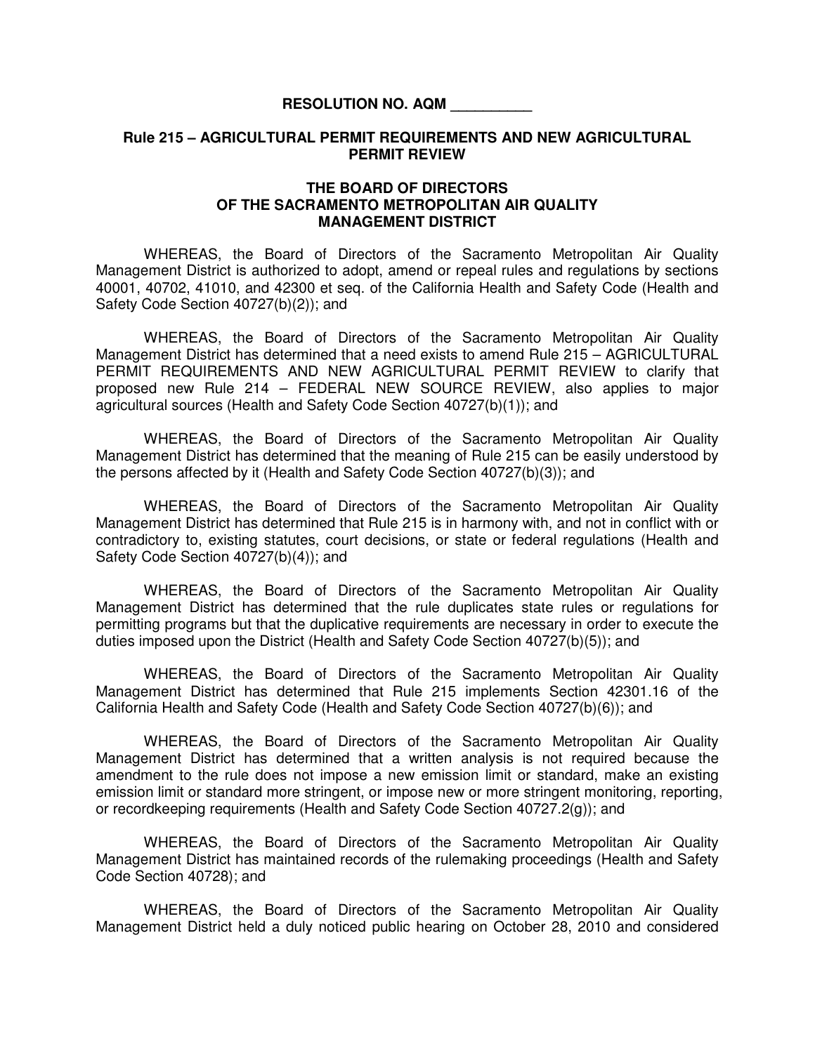**RESOLUTION NO. AQM __________**

**Rule 215 – AGRICULTURAL PERMIT REQUIREMENTS AND NEW AGRICULTURAL PERMIT REVIEW**

**THE BOARD OF DIRECTORS OF THE SACRAMENTO METROPOLITAN AIR QUALITY MANAGEMENT DISTRICT**

WHEREAS, the Board of Directors of the Sacramento Metropolitan Air Quality Management District is authorized to adopt, amend or repeal rules and regulations by sections 40001, 40702, 41010, and 42300 et seq. of the California Health and Safety Code (Health and Safety Code Section 40727(b)(2)); and

WHEREAS, the Board of Directors of the Sacramento Metropolitan Air Quality Management District has determined that a need exists to amend Rule 215 – AGRICULTURAL PERMIT REQUIREMENTS AND NEW AGRICULTURAL PERMIT REVIEW to clarify that proposed new Rule 214 – FEDERAL NEW SOURCE REVIEW, also applies to major agricultural sources (Health and Safety Code Section 40727(b)(1)); and

WHEREAS, the Board of Directors of the Sacramento Metropolitan Air Quality Management District has determined that the meaning of Rule 215 can be easily understood by the persons affected by it (Health and Safety Code Section 40727(b)(3)); and

WHEREAS, the Board of Directors of the Sacramento Metropolitan Air Quality Management District has determined that Rule 215 is in harmony with, and not in conflict with or contradictory to, existing statutes, court decisions, or state or federal regulations (Health and Safety Code Section 40727(b)(4)); and

WHEREAS, the Board of Directors of the Sacramento Metropolitan Air Quality Management District has determined that the rule duplicates state rules or regulations for permitting programs but that the duplicative requirements are necessary in order to execute the duties imposed upon the District (Health and Safety Code Section 40727(b)(5)); and

WHEREAS, the Board of Directors of the Sacramento Metropolitan Air Quality Management District has determined that Rule 215 implements Section 42301.16 of the California Health and Safety Code (Health and Safety Code Section 40727(b)(6)); and

WHEREAS, the Board of Directors of the Sacramento Metropolitan Air Quality Management District has determined that a written analysis is not required because the amendment to the rule does not impose a new emission limit or standard, make an existing emission limit or standard more stringent, or impose new or more stringent monitoring, reporting, or recordkeeping requirements (Health and Safety Code Section 40727.2(g)); and

WHEREAS, the Board of Directors of the Sacramento Metropolitan Air Quality Management District has maintained records of the rulemaking proceedings (Health and Safety Code Section 40728); and

WHEREAS, the Board of Directors of the Sacramento Metropolitan Air Quality Management District held a duly noticed public hearing on October 28, 2010 and considered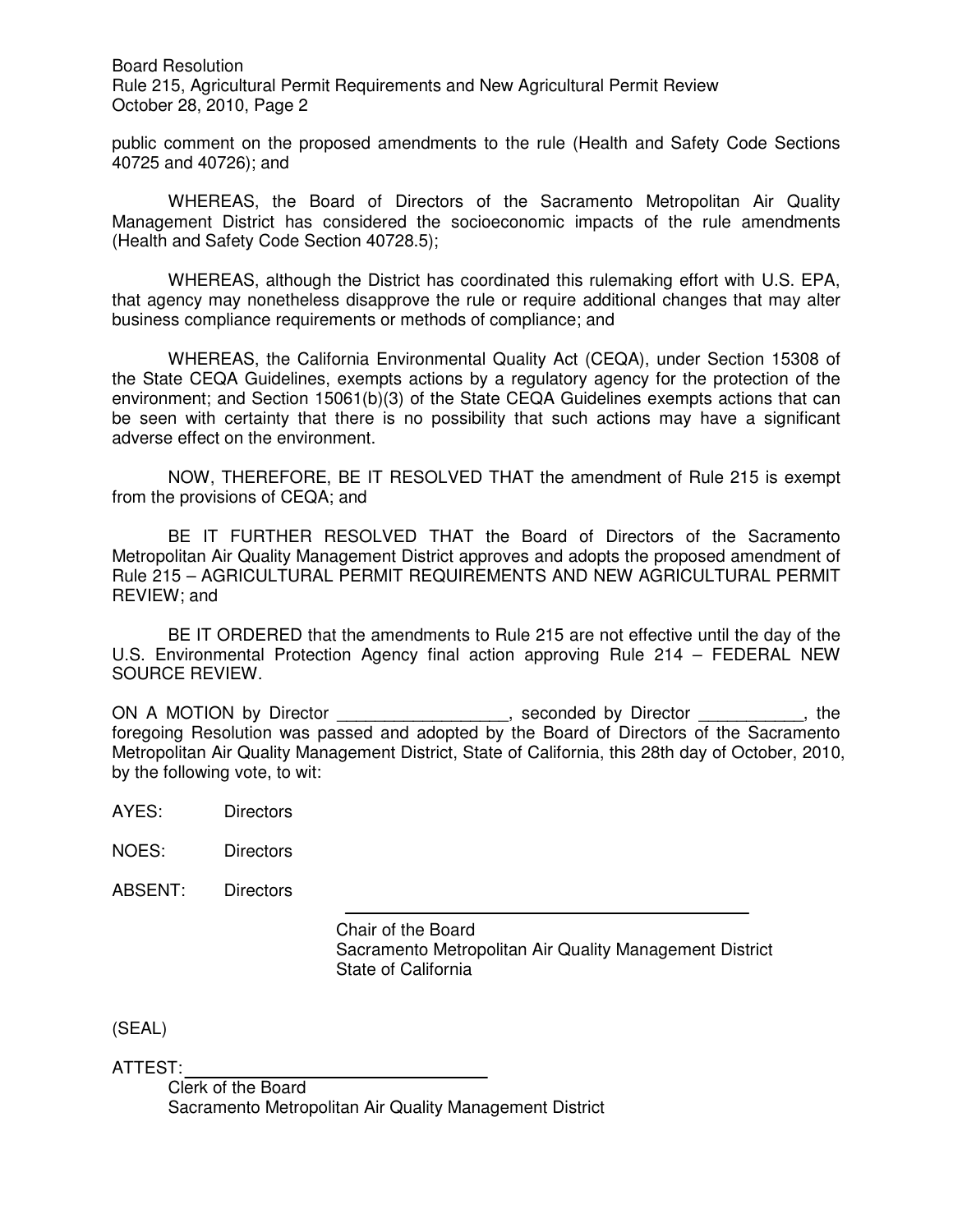public comment on the proposed amendments to the rule (Health and Safety Code Sections 40725 and 40726); and

WHEREAS, the Board of Directors of the Sacramento Metropolitan Air Quality Management District has considered the socioeconomic impacts of the rule amendments (Health and Safety Code Section 40728.5);

WHEREAS, although the District has coordinated this rulemaking effort with U.S. EPA, that agency may nonetheless disapprove the rule or require additional changes that may alter business compliance requirements or methods of compliance; and

WHEREAS, the California Environmental Quality Act (CEQA), under Section 15308 of the State CEQA Guidelines, exempts actions by a regulatory agency for the protection of the environment; and Section 15061(b)(3) of the State CEQA Guidelines exempts actions that can be seen with certainty that there is no possibility that such actions may have a significant adverse effect on the environment.

NOW, THEREFORE, BE IT RESOLVED THAT the amendment of Rule 215 is exempt from the provisions of CEQA; and

BE IT FURTHER RESOLVED THAT the Board of Directors of the Sacramento Metropolitan Air Quality Management District approves and adopts the proposed amendment of Rule 215 – AGRICULTURAL PERMIT REQUIREMENTS AND NEW AGRICULTURAL PERMIT REVIEW; and

BE IT ORDERED that the amendments to Rule 215 are not effective until the day of the U.S. Environmental Protection Agency final action approving Rule 214 – FEDERAL NEW SOURCE REVIEW.

ON A MOTION by Director __________________, seconded by Director ___________, the foregoing Resolution was passed and adopted by the Board of Directors of the Sacramento Metropolitan Air Quality Management District, State of California, this 28th day of October, 2010, by the following vote, to wit:

AYES: Directors

NOES: Directors

ABSENT: Directors

______________________________________

Chair of the Board
Sacramento Metropolitan Air Quality Management District
State of California

(SEAL)

ATTEST: ______________________________

Clerk of the Board
Sacramento Metropolitan Air Quality Management District